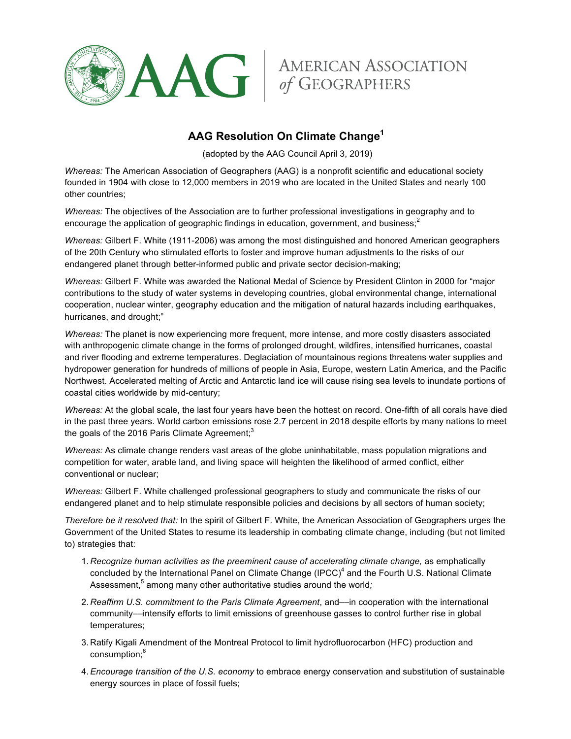AMERICAN ASSOCIATION *of* GEOGRAPHERS

# AAG Resolution On Climate Change[1]

(adopted by the AAG Council April 3, 2019)

*Whereas:* The American Association of Geographers (AAG) is a nonprofit scientific and educational society founded in 1904 with close to 12,000 members in 2019 who are located in the United States and nearly 100 other countries;

*Whereas:* The objectives of the Association are to further professional investigations in geography and to encourage the application of geographic findings in education, government, and business;[2]

*Whereas:* Gilbert F. White (1911-2006) was among the most distinguished and honored American geographers of the 20th Century who stimulated efforts to foster and improve human adjustments to the risks of our endangered planet through better-informed public and private sector decision-making;

*Whereas:* Gilbert F. White was awarded the National Medal of Science by President Clinton in 2000 for "major contributions to the study of water systems in developing countries, global environmental change, international cooperation, nuclear winter, geography education and the mitigation of natural hazards including earthquakes, hurricanes, and drought;"

*Whereas:* The planet is now experiencing more frequent, more intense, and more costly disasters associated with anthropogenic climate change in the forms of prolonged drought, wildfires, intensified hurricanes, coastal and river flooding and extreme temperatures. Deglaciation of mountainous regions threatens water supplies and hydropower generation for hundreds of millions of people in Asia, Europe, western Latin America, and the Pacific Northwest. Accelerated melting of Arctic and Antarctic land ice will cause rising sea levels to inundate portions of coastal cities worldwide by mid-century;

*Whereas:* At the global scale, the last four years have been the hottest on record. One-fifth of all corals have died in the past three years. World carbon emissions rose 2.7 percent in 2018 despite efforts by many nations to meet the goals of the 2016 Paris Climate Agreement;[3]

*Whereas:* As climate change renders vast areas of the globe uninhabitable, mass population migrations and competition for water, arable land, and living space will heighten the likelihood of armed conflict, either conventional or nuclear;

*Whereas:* Gilbert F. White challenged professional geographers to study and communicate the risks of our endangered planet and to help stimulate responsible policies and decisions by all sectors of human society;

*Therefore be it resolved that:* In the spirit of Gilbert F. White, the American Association of Geographers urges the Government of the United States to resume its leadership in combating climate change, including (but not limited to) strategies that:

1. *Recognize human activities as the preeminent cause of accelerating climate change,* as emphatically concluded by the International Panel on Climate Change (IPCC)[4] and the Fourth U.S. National Climate Assessment,[5] among many other authoritative studies around the world*;*
2. *Reaffirm U.S. commitment to the Paris Climate Agreement*, and—in cooperation with the international community—intensify efforts to limit emissions of greenhouse gasses to control further rise in global temperatures;
3. Ratify Kigali Amendment of the Montreal Protocol to limit hydrofluorocarbon (HFC) production and consumption;[6]
4. *Encourage transition of the U.S. economy* to embrace energy conservation and substitution of sustainable energy sources in place of fossil fuels;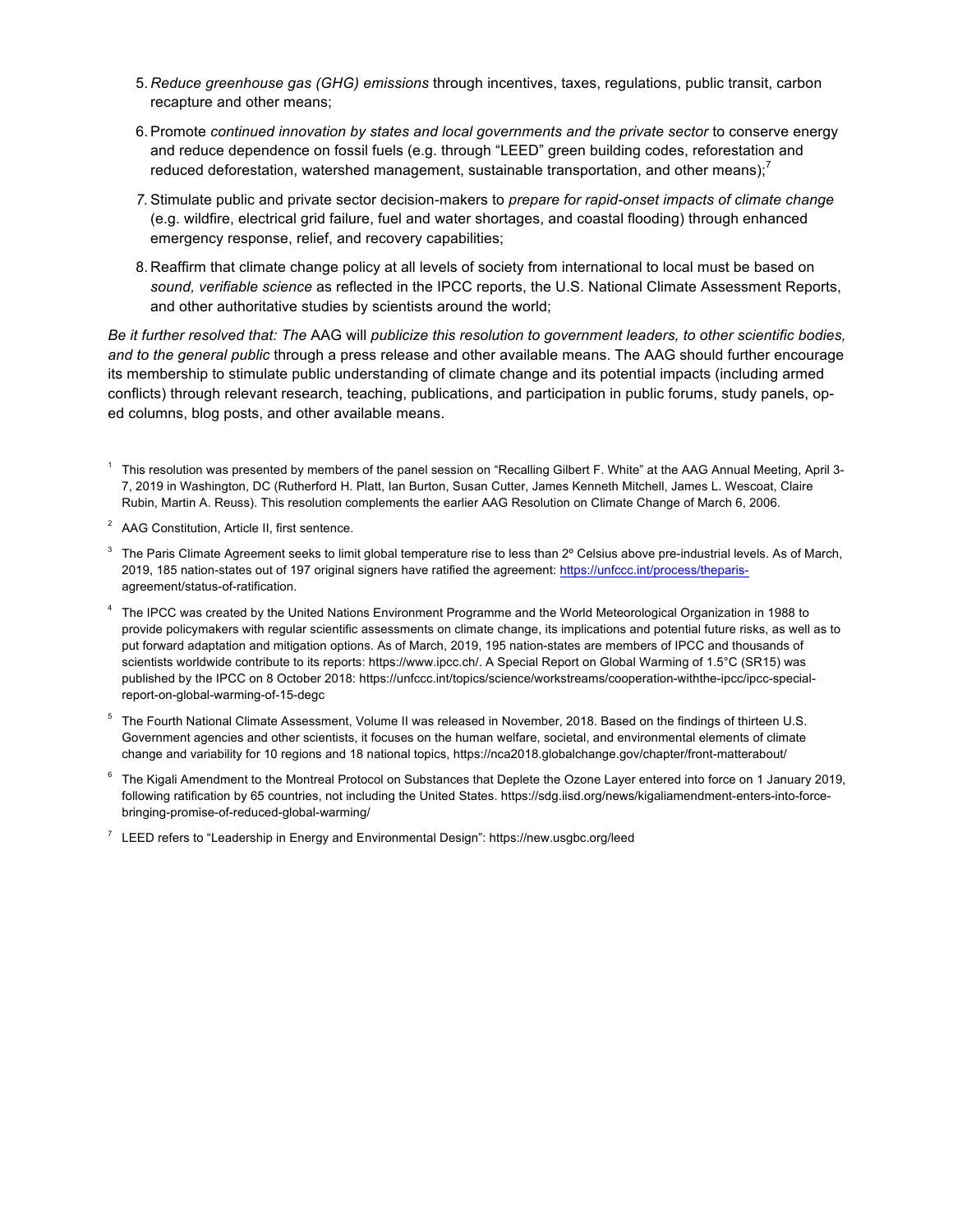5. *Reduce greenhouse gas (GHG) emissions* through incentives, taxes, regulations, public transit, carbon recapture and other means;

6. Promote *continued innovation by states and local governments and the private sector* to conserve energy and reduce dependence on fossil fuels (e.g. through "LEED" green building codes, reforestation and reduced deforestation, watershed management, sustainable transportation, and other means);[7]

7. Stimulate public and private sector decision-makers to *prepare for rapid-onset impacts of climate change* (e.g. wildfire, electrical grid failure, fuel and water shortages, and coastal flooding) through enhanced emergency response, relief, and recovery capabilities;

8. Reaffirm that climate change policy at all levels of society from international to local must be based on *sound, verifiable science* as reflected in the IPCC reports, the U.S. National Climate Assessment Reports, and other authoritative studies by scientists around the world;

*Be it further resolved that: The* AAG will *publicize this resolution to government leaders, to other scientific bodies, and to the general public* through a press release and other available means. The AAG should further encourage its membership to stimulate public understanding of climate change and its potential impacts (including armed conflicts) through relevant research, teaching, publications, and participation in public forums, study panels, op-ed columns, blog posts, and other available means.

[1] This resolution was presented by members of the panel session on "Recalling Gilbert F. White" at the AAG Annual Meeting, April 3-7, 2019 in Washington, DC (Rutherford H. Platt, Ian Burton, Susan Cutter, James Kenneth Mitchell, James L. Wescoat, Claire Rubin, Martin A. Reuss). This resolution complements the earlier AAG Resolution on Climate Change of March 6, 2006.

[2] AAG Constitution, Article II, first sentence.

[3] The Paris Climate Agreement seeks to limit global temperature rise to less than 2º Celsius above pre-industrial levels. As of March, 2019, 185 nation-states out of 197 original signers have ratified the agreement: https://unfccc.int/process/theparis-agreement/status-of-ratification.

[4] The IPCC was created by the United Nations Environment Programme and the World Meteorological Organization in 1988 to provide policymakers with regular scientific assessments on climate change, its implications and potential future risks, as well as to put forward adaptation and mitigation options. As of March, 2019, 195 nation-states are members of IPCC and thousands of scientists worldwide contribute to its reports: https://www.ipcc.ch/. A Special Report on Global Warming of 1.5°C (SR15) was published by the IPCC on 8 October 2018: https://unfccc.int/topics/science/workstreams/cooperation-withthe-ipcc/ipcc-special-report-on-global-warming-of-15-degc

[5] The Fourth National Climate Assessment, Volume II was released in November, 2018. Based on the findings of thirteen U.S. Government agencies and other scientists, it focuses on the human welfare, societal, and environmental elements of climate change and variability for 10 regions and 18 national topics, https://nca2018.globalchange.gov/chapter/front-matterabout/

[6] The Kigali Amendment to the Montreal Protocol on Substances that Deplete the Ozone Layer entered into force on 1 January 2019, following ratification by 65 countries, not including the United States. https://sdg.iisd.org/news/kigaliamendment-enters-into-force-bringing-promise-of-reduced-global-warming/

[7] LEED refers to "Leadership in Energy and Environmental Design": https://new.usgbc.org/leed